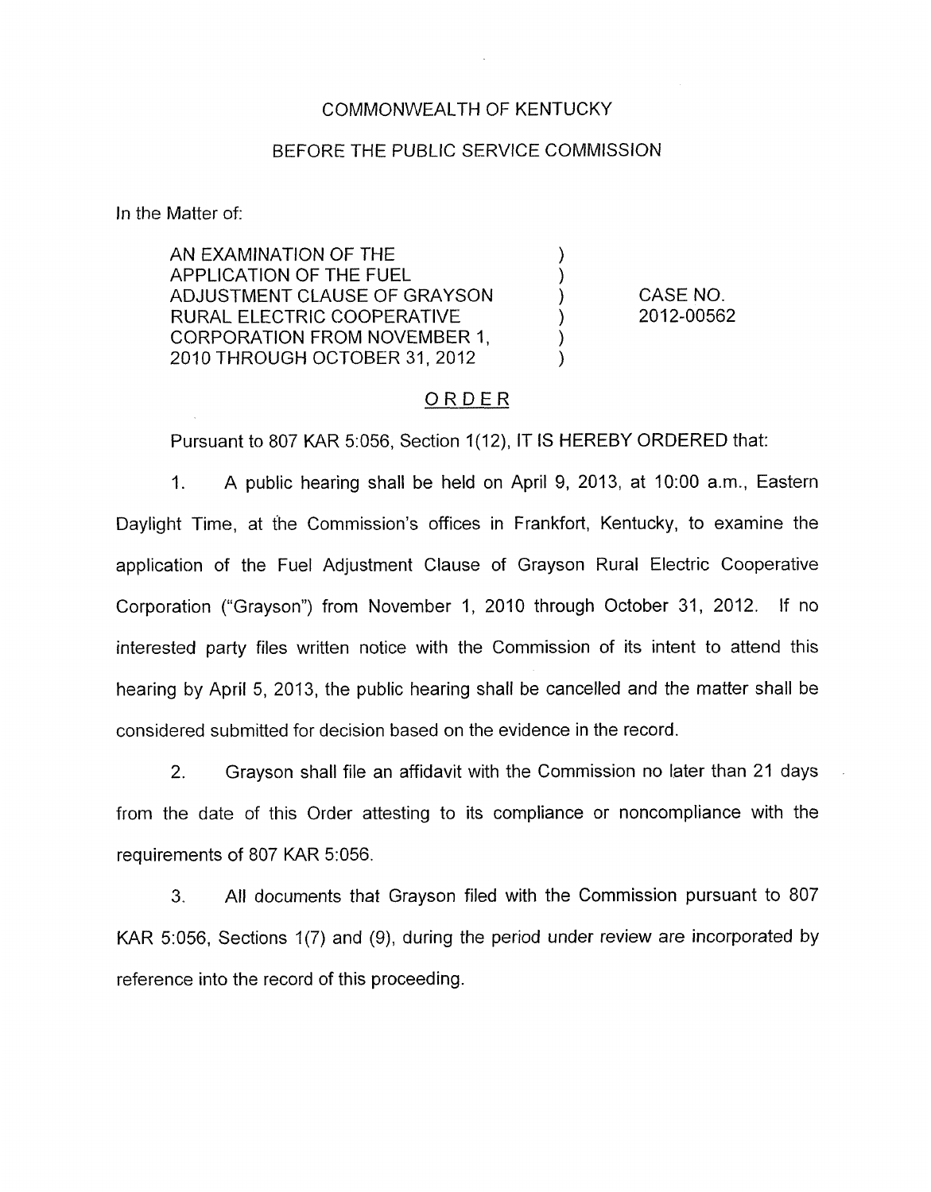COMMONWEALTH OF KENTUCKY

BEFORE THE PUBLIC SERVICE COMMISSION

In the Matter of:

| | | |
|---|---|---|
| AN EXAMINATION OF THE APPLICATION OF THE FUEL ADJUSTMENT CLAUSE OF GRAYSON RURAL ELECTRIC COOPERATIVE CORPORATION FROM NOVEMBER 1, 2010 THROUGH OCTOBER 31, 2012 | ) ) ) ) ) ) | CASE NO. 2012-00562 |

## ORDER

Pursuant to 807 KAR 5:056, Section 1(12), IT IS HEREBY ORDERED that:

1. A public hearing shall be held on April 9, 2013, at 10:00 a.m., Eastern Daylight Time, at the Commission's offices in Frankfort, Kentucky, to examine the application of the Fuel Adjustment Clause of Grayson Rural Electric Cooperative Corporation ("Grayson") from November 1, 2010 through October 31, 2012. If no interested party files written notice with the Commission of its intent to attend this hearing by April 5, 2013, the public hearing shall be cancelled and the matter shall be considered submitted for decision based on the evidence in the record.

2. Grayson shall file an affidavit with the Commission no later than 21 days from the date of this Order attesting to its compliance or noncompliance with the requirements of 807 KAR 5:056.

3. All documents that Grayson filed with the Commission pursuant to 807 KAR 5:056, Sections 1(7) and (9), during the period under review are incorporated by reference into the record of this proceeding.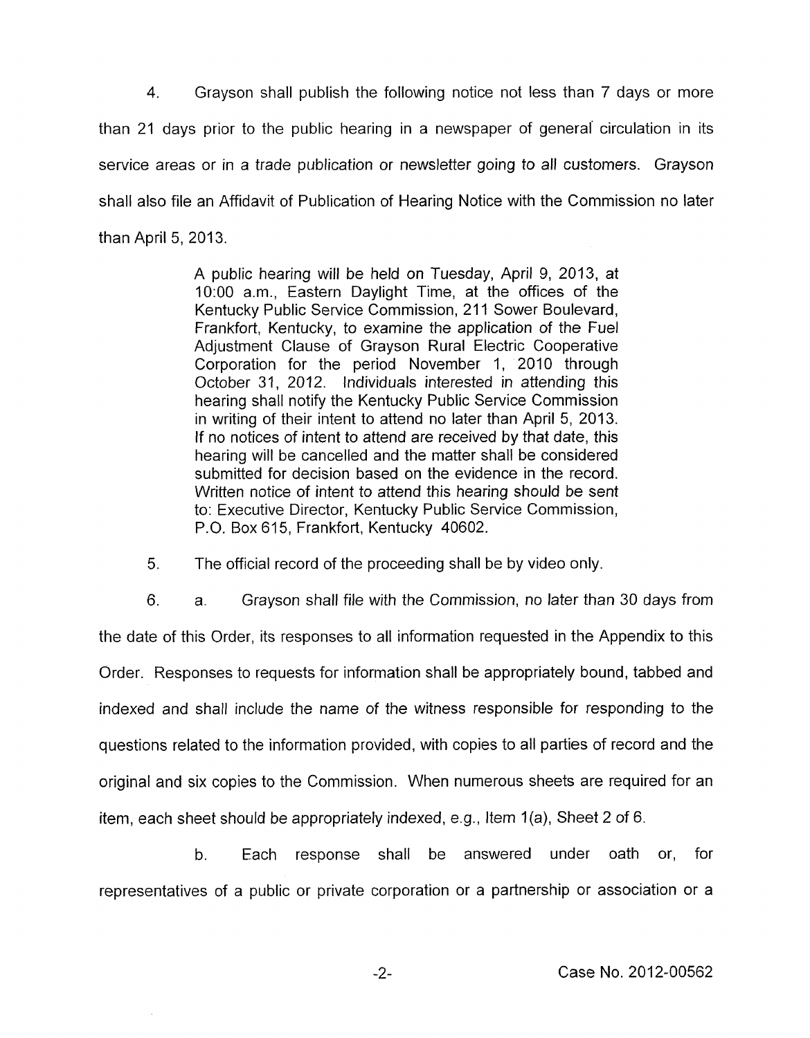4. Grayson shall publish the following notice not less than 7 days or more than 21 days prior to the public hearing in a newspaper of general circulation in its service areas or in a trade publication or newsletter going to all customers. Grayson shall also file an Affidavit of Publication of Hearing Notice with the Commission no later than April 5, 2013.

> A public hearing will be held on Tuesday, April 9, 2013, at 10:00 a.m., Eastern Daylight Time, at the offices of the Kentucky Public Service Commission, 211 Sower Boulevard, Frankfort, Kentucky, to examine the application of the Fuel Adjustment Clause of Grayson Rural Electric Cooperative Corporation for the period November 1, 2010 through October 31, 2012. Individuals interested in attending this hearing shall notify the Kentucky Public Service Commission in writing of their intent to attend no later than April 5, 2013. If no notices of intent to attend are received by that date, this hearing will be cancelled and the matter shall be considered submitted for decision based on the evidence in the record. Written notice of intent to attend this hearing should be sent to: Executive Director, Kentucky Public Service Commission, P.O. Box 615, Frankfort, Kentucky 40602.

5. The official record of the proceeding shall be by video only.

6. a. Grayson shall file with the Commission, no later than 30 days from the date of this Order, its responses to all information requested in the Appendix to this Order. Responses to requests for information shall be appropriately bound, tabbed and indexed and shall include the name of the witness responsible for responding to the questions related to the information provided, with copies to all parties of record and the original and six copies to the Commission. When numerous sheets are required for an item, each sheet should be appropriately indexed, e.g., Item 1(a), Sheet 2 of 6.

b. Each response shall be answered under oath or, for representatives of a public or private corporation or a partnership or association or a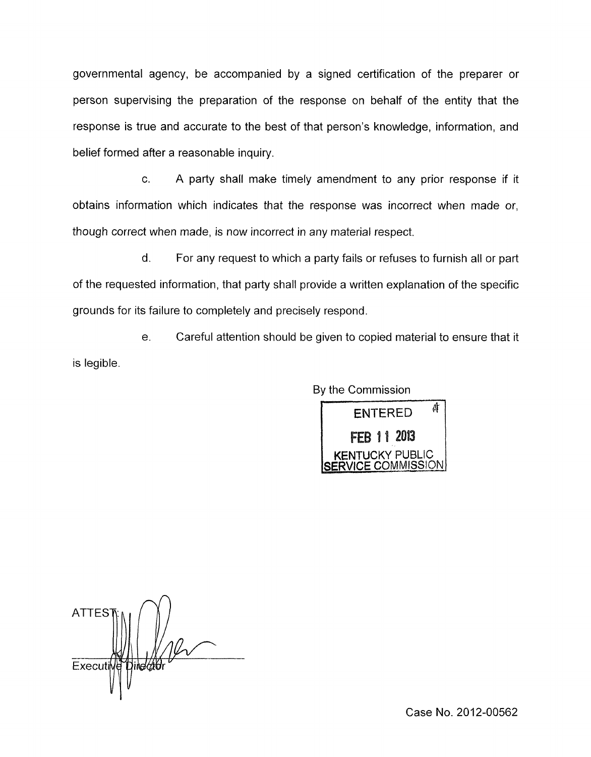governmental agency, be accompanied by a signed certification of the preparer or person supervising the preparation of the response on behalf of the entity that the response is true and accurate to the best of that person's knowledge, information, and belief formed after a reasonable inquiry.

c. A party shall make timely amendment to any prior response if it obtains information which indicates that the response was incorrect when made or, though correct when made, is now incorrect in any material respect.

d. For any request to which a party fails or refuses to furnish all or part of the requested information, that party shall provide a written explanation of the specific grounds for its failure to completely and precisely respond.

e. Careful attention should be given to copied material to ensure that it is legible.

By the Commission

ENTERED
FEB 11 2013
KENTUCKY PUBLIC SERVICE COMMISSION

ATTEST:

Executive Director

Case No. 2012-00562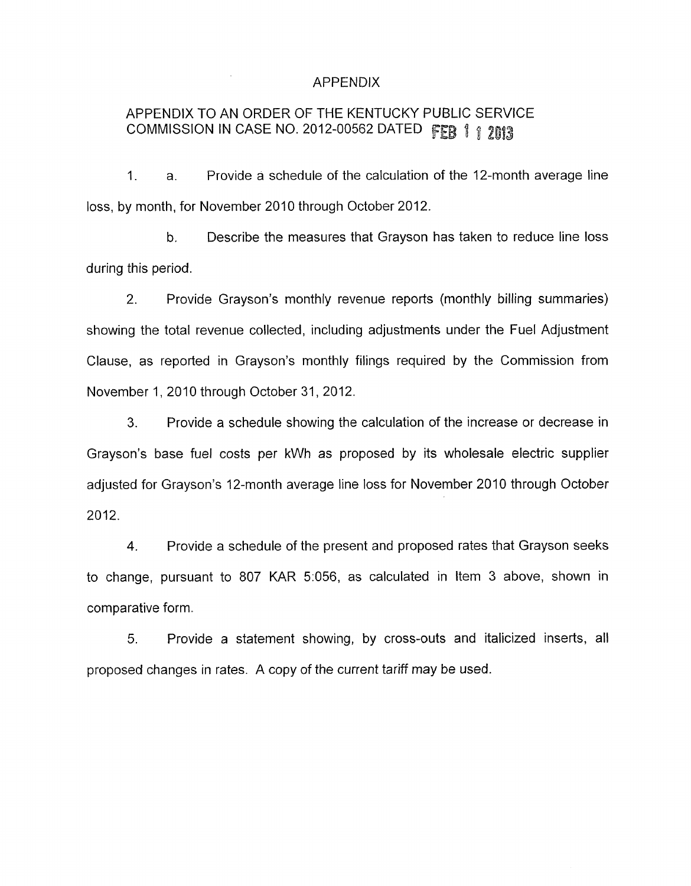# APPENDIX

## APPENDIX TO AN ORDER OF THE KENTUCKY PUBLIC SERVICE COMMISSION IN CASE NO. 2012-00562 DATED FEB 1 1 2013

1. a. Provide a schedule of the calculation of the 12-month average line loss, by month, for November 2010 through October 2012.

   b. Describe the measures that Grayson has taken to reduce line loss during this period.

2. Provide Grayson's monthly revenue reports (monthly billing summaries) showing the total revenue collected, including adjustments under the Fuel Adjustment Clause, as reported in Grayson's monthly filings required by the Commission from November 1, 2010 through October 31, 2012.

3. Provide a schedule showing the calculation of the increase or decrease in Grayson's base fuel costs per kWh as proposed by its wholesale electric supplier adjusted for Grayson's 12-month average line loss for November 2010 through October 2012.

4. Provide a schedule of the present and proposed rates that Grayson seeks to change, pursuant to 807 KAR 5:056, as calculated in Item 3 above, shown in comparative form.

5. Provide a statement showing, by cross-outs and italicized inserts, all proposed changes in rates. A copy of the current tariff may be used.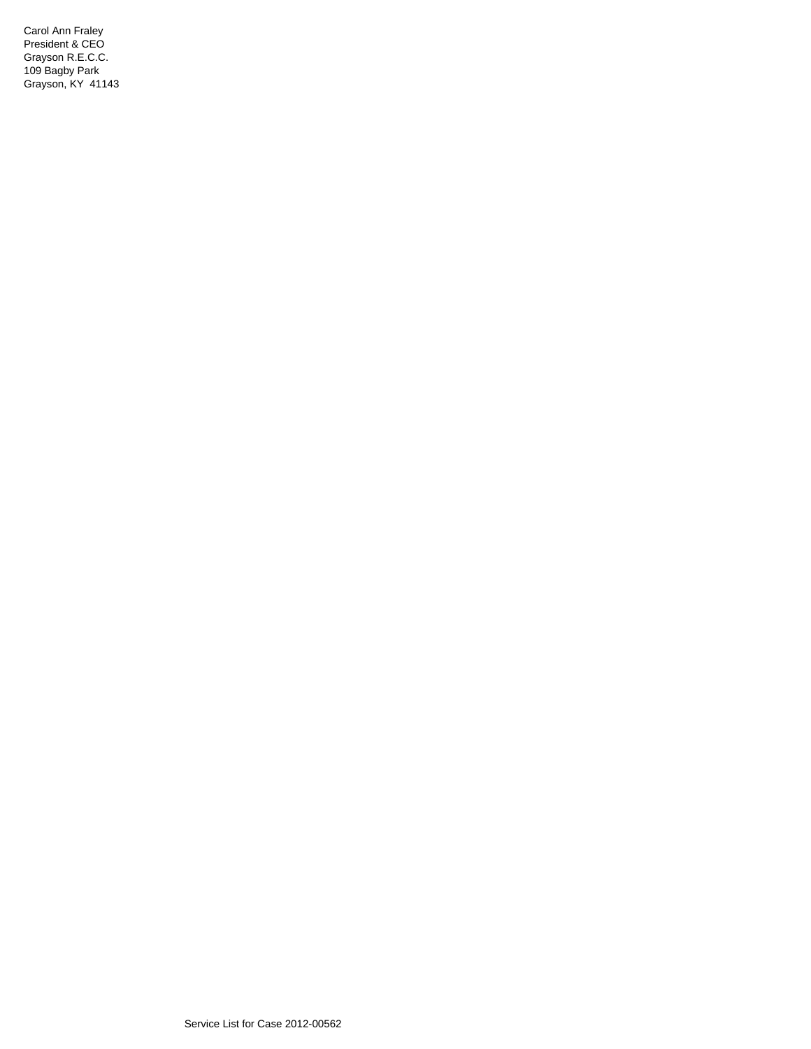Carol Ann Fraley
President & CEO
Grayson R.E.C.C.
109 Bagby Park
Grayson, KY 41143